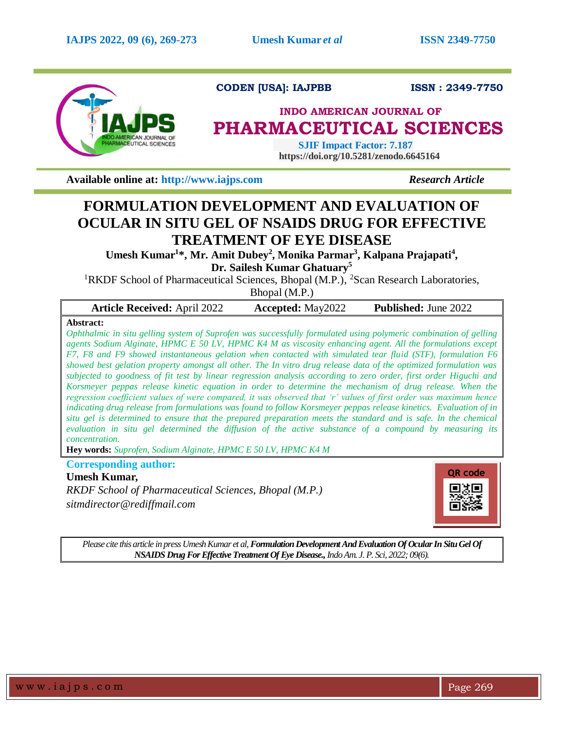CODEN [USA]: IAJPBB ISSN : 2349-7750

**INDO AMERICAN JOURNAL OF**

**PHARMACEUTICAL SCIENCES**

SJIF Impact Factor: 7.187

https://doi.org/10.5281/zenodo.6645164

**Available online at: http://www.iajps.com** *Research Article*

# FORMULATION DEVELOPMENT AND EVALUATION OF OCULAR IN SITU GEL OF NSAIDS DRUG FOR EFFECTIVE TREATMENT OF EYE DISEASE

**Umesh Kumar[1]\*, Mr. Amit Dubey[2], Monika Parmar[3], Kalpana Prajapati[4], Dr. Sailesh Kumar Ghatuary[5]**

[1]RKDF School of Pharmaceutical Sciences, Bhopal (M.P.), [2]Scan Research Laboratories, Bhopal (M.P.)

| **Article Received:** April 2022 | **Accepted:** May2022 | **Published:** June 2022 |
|---|---|---|

**Abstract:**

*Ophthalmic in situ gelling system of Suprofen was successfully formulated using polymeric combination of gelling agents Sodium Alginate, HPMC E 50 LV, HPMC K4 M as viscosity enhancing agent. All the formulations except F7, F8 and F9 showed instantaneous gelation when contacted with simulated tear fluid (STF), formulation F6 showed best gelation property amongst all other. The In vitro drug release data of the optimized formulation was subjected to goodness of fit test by linear regression analysis according to zero order, first order Higuchi and Korsmeyer peppas release kinetic equation in order to determine the mechanism of drug release. When the regression coefficient values of were compared, it was observed that 'r' values of first order was maximum hence indicating drug release from formulations was found to follow Korsmeyer peppas release kinetics. Evaluation of in situ gel is determined to ensure that the prepared preparation meets the standard and is safe. In the chemical evaluation in situ gel determined the diffusion of the active substance of a compound by measuring its concentration.*

**Hey words:** *Suprofen, Sodium Alginate, HPMC E 50 LV, HPMC K4 M*

**Corresponding author:**

**Umesh Kumar,**

*RKDF School of Pharmaceutical Sciences, Bhopal (M.P.)*

*sitmdirector@rediffmail.com*

QR code

*Please cite this article in press Umesh Kumar et al,* ***Formulation Development And Evaluation Of Ocular In Situ Gel Of NSAIDS Drug For Effective Treatment Of Eye Disease.,*** *Indo Am. J. P. Sci, 2022; 09(6).*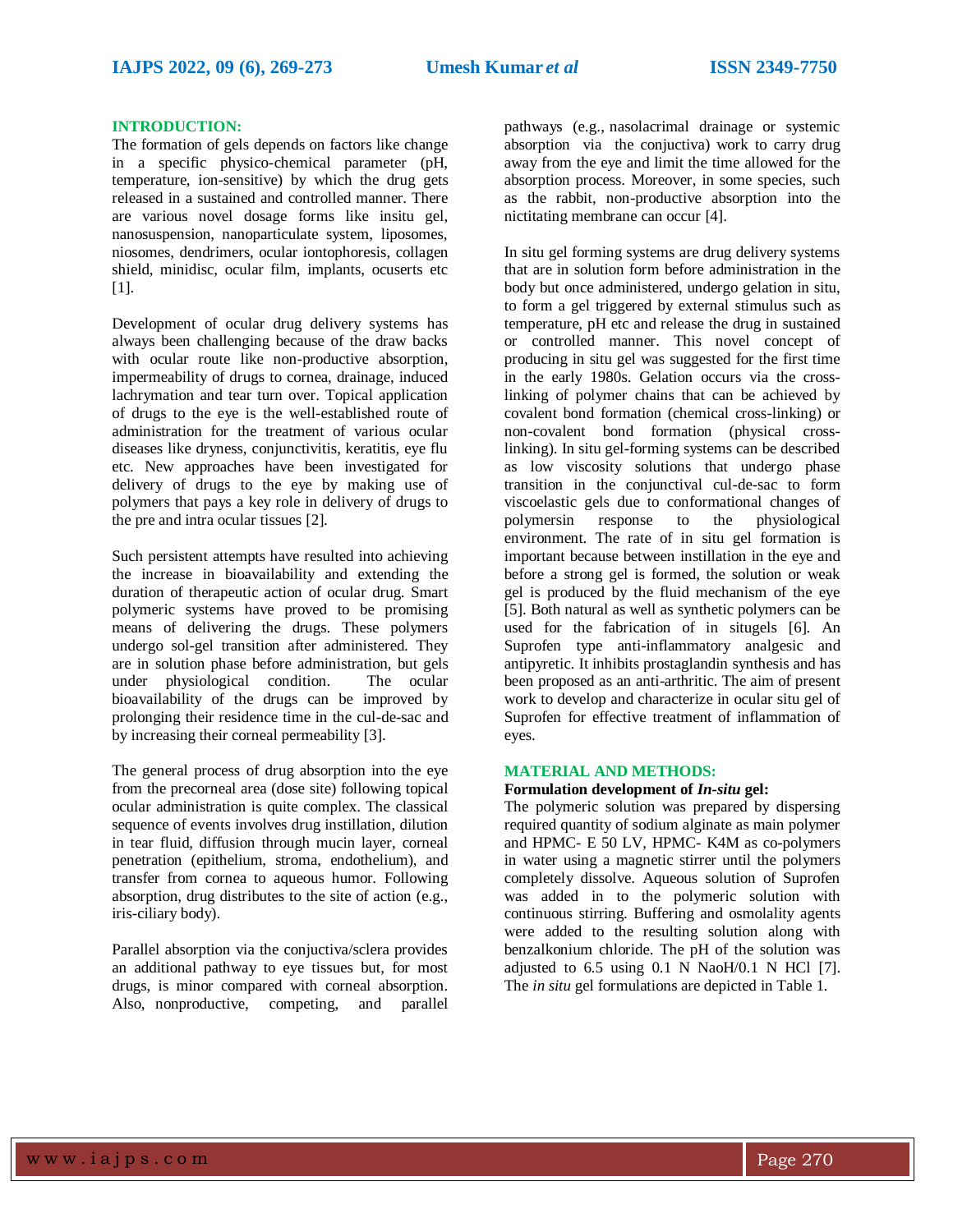## INTRODUCTION:

The formation of gels depends on factors like change in a specific physico-chemical parameter (pH, temperature, ion-sensitive) by which the drug gets released in a sustained and controlled manner. There are various novel dosage forms like insitu gel, nanosuspension, nanoparticulate system, liposomes, niosomes, dendrimers, ocular iontophoresis, collagen shield, minidisc, ocular film, implants, ocuserts etc [1].

Development of ocular drug delivery systems has always been challenging because of the draw backs with ocular route like non-productive absorption, impermeability of drugs to cornea, drainage, induced lachrymation and tear turn over. Topical application of drugs to the eye is the well-established route of administration for the treatment of various ocular diseases like dryness, conjunctivitis, keratitis, eye flu etc. New approaches have been investigated for delivery of drugs to the eye by making use of polymers that pays a key role in delivery of drugs to the pre and intra ocular tissues [2].

Such persistent attempts have resulted into achieving the increase in bioavailability and extending the duration of therapeutic action of ocular drug. Smart polymeric systems have proved to be promising means of delivering the drugs. These polymers undergo sol-gel transition after administered. They are in solution phase before administration, but gels under physiological condition. The ocular bioavailability of the drugs can be improved by prolonging their residence time in the cul-de-sac and by increasing their corneal permeability [3].

The general process of drug absorption into the eye from the precorneal area (dose site) following topical ocular administration is quite complex. The classical sequence of events involves drug instillation, dilution in tear fluid, diffusion through mucin layer, corneal penetration (epithelium, stroma, endothelium), and transfer from cornea to aqueous humor. Following absorption, drug distributes to the site of action (e.g., iris-ciliary body).

Parallel absorption via the conjuctiva/sclera provides an additional pathway to eye tissues but, for most drugs, is minor compared with corneal absorption. Also, nonproductive, competing, and parallel pathways (e.g., nasolacrimal drainage or systemic absorption via the conjunctiva) work to carry drug away from the eye and limit the time allowed for the absorption process. Moreover, in some species, such as the rabbit, non-productive absorption into the nictitating membrane can occur [4].

In situ gel forming systems are drug delivery systems that are in solution form before administration in the body but once administered, undergo gelation in situ, to form a gel triggered by external stimulus such as temperature, pH etc and release the drug in sustained or controlled manner. This novel concept of producing in situ gel was suggested for the first time in the early 1980s. Gelation occurs via the cross-linking of polymer chains that can be achieved by covalent bond formation (chemical cross-linking) or non-covalent bond formation (physical cross-linking). In situ gel-forming systems can be described as low viscosity solutions that undergo phase transition in the conjunctival cul-de-sac to form viscoelastic gels due to conformational changes of polymersin response to the physiological environment. The rate of in situ gel formation is important because between instillation in the eye and before a strong gel is formed, the solution or weak gel is produced by the fluid mechanism of the eye [5]. Both natural as well as synthetic polymers can be used for the fabrication of in situgels [6]. An Suprofen type anti-inflammatory analgesic and antipyretic. It inhibits prostaglandin synthesis and has been proposed as an anti-arthritic. The aim of present work to develop and characterize in ocular situ gel of Suprofen for effective treatment of inflammation of eyes.

## MATERIAL AND METHODS:

### Formulation development of *In-situ* gel:

The polymeric solution was prepared by dispersing required quantity of sodium alginate as main polymer and HPMC- E 50 LV, HPMC- K4M as co-polymers in water using a magnetic stirrer until the polymers completely dissolve. Aqueous solution of Suprofen was added in to the polymeric solution with continuous stirring. Buffering and osmolality agents were added to the resulting solution along with benzalkonium chloride. The pH of the solution was adjusted to 6.5 using 0.1 N NaoH/0.1 N HCl [7]. The *in situ* gel formulations are depicted in Table 1.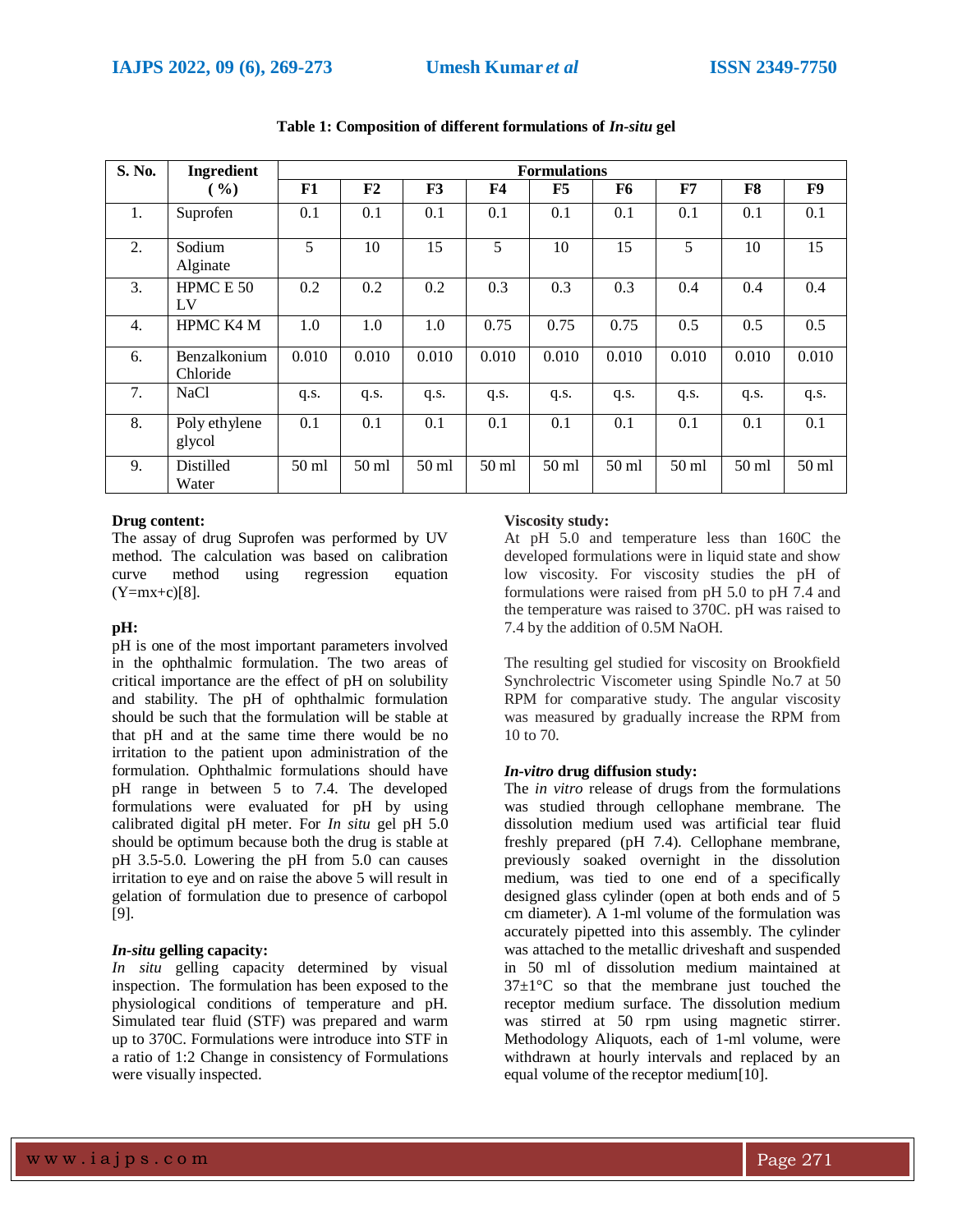**Table 1: Composition of different formulations of *In-situ* gel**

| S. No. | Ingredient (%) | Formulations | | | | | | | | |
|---|---|---|---|---|---|---|---|---|---|---|
| | | F1 | F2 | F3 | F4 | F5 | F6 | F7 | F8 | F9 |
| 1. | Suprofen | 0.1 | 0.1 | 0.1 | 0.1 | 0.1 | 0.1 | 0.1 | 0.1 | 0.1 |
| 2. | Sodium Alginate | 5 | 10 | 15 | 5 | 10 | 15 | 5 | 10 | 15 |
| 3. | HPMC E 50 LV | 0.2 | 0.2 | 0.2 | 0.3 | 0.3 | 0.3 | 0.4 | 0.4 | 0.4 |
| 4. | HPMC K4 M | 1.0 | 1.0 | 1.0 | 0.75 | 0.75 | 0.75 | 0.5 | 0.5 | 0.5 |
| 6. | Benzalkonium Chloride | 0.010 | 0.010 | 0.010 | 0.010 | 0.010 | 0.010 | 0.010 | 0.010 | 0.010 |
| 7. | NaCl | q.s. | q.s. | q.s. | q.s. | q.s. | q.s. | q.s. | q.s. | q.s. |
| 8. | Poly ethylene glycol | 0.1 | 0.1 | 0.1 | 0.1 | 0.1 | 0.1 | 0.1 | 0.1 | 0.1 |
| 9. | Distilled Water | 50 ml | 50 ml | 50 ml | 50 ml | 50 ml | 50 ml | 50 ml | 50 ml | 50 ml |

**Drug content:**
The assay of drug Suprofen was performed by UV method. The calculation was based on calibration curve method using regression equation (Y=mx+c)[8].

**pH:**
pH is one of the most important parameters involved in the ophthalmic formulation. The two areas of critical importance are the effect of pH on solubility and stability. The pH of ophthalmic formulation should be such that the formulation will be stable at that pH and at the same time there would be no irritation to the patient upon administration of the formulation. Ophthalmic formulations should have pH range in between 5 to 7.4. The developed formulations were evaluated for pH by using calibrated digital pH meter. For *In situ* gel pH 5.0 should be optimum because both the drug is stable at pH 3.5-5.0. Lowering the pH from 5.0 can causes irritation to eye and on raise the above 5 will result in gelation of formulation due to presence of carbopol [9].

***In-situ* gelling capacity:**
*In situ* gelling capacity determined by visual inspection. The formulation has been exposed to the physiological conditions of temperature and pH. Simulated tear fluid (STF) was prepared and warm up to 370C. Formulations were introduce into STF in a ratio of 1:2 Change in consistency of Formulations were visually inspected.

**Viscosity study:**
At pH 5.0 and temperature less than 160C the developed formulations were in liquid state and show low viscosity. For viscosity studies the pH of formulations were raised from pH 5.0 to pH 7.4 and the temperature was raised to 370C. pH was raised to 7.4 by the addition of 0.5M NaOH.

The resulting gel studied for viscosity on Brookfield Synchrolectric Viscometer using Spindle No.7 at 50 RPM for comparative study. The angular viscosity was measured by gradually increase the RPM from 10 to 70.

***In-vitro* drug diffusion study:**
The *in vitro* release of drugs from the formulations was studied through cellophane membrane. The dissolution medium used was artificial tear fluid freshly prepared (pH 7.4). Cellophane membrane, previously soaked overnight in the dissolution medium, was tied to one end of a specifically designed glass cylinder (open at both ends and of 5 cm diameter). A 1-ml volume of the formulation was accurately pipetted into this assembly. The cylinder was attached to the metallic driveshaft and suspended in 50 ml of dissolution medium maintained at 37±1°C so that the membrane just touched the receptor medium surface. The dissolution medium was stirred at 50 rpm using magnetic stirrer. Methodology Aliquots, each of 1-ml volume, were withdrawn at hourly intervals and replaced by an equal volume of the receptor medium[10].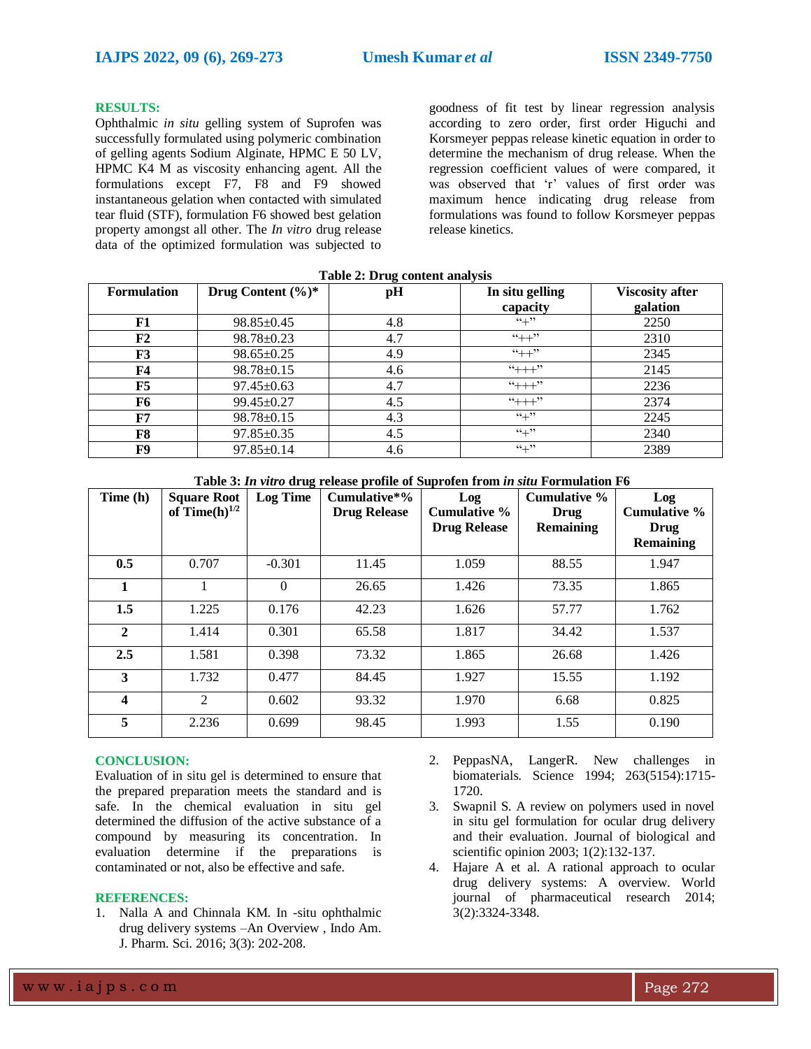## RESULTS:

Ophthalmic *in situ* gelling system of Suprofen was successfully formulated using polymeric combination of gelling agents Sodium Alginate, HPMC E 50 LV, HPMC K4 M as viscosity enhancing agent. All the formulations except F7, F8 and F9 showed instantaneous gelation when contacted with simulated tear fluid (STF), formulation F6 showed best gelation property amongst all other. The *In vitro* drug release data of the optimized formulation was subjected to goodness of fit test by linear regression analysis according to zero order, first order Higuchi and Korsmeyer peppas release kinetic equation in order to determine the mechanism of drug release. When the regression coefficient values of were compared, it was observed that 'r' values of first order was maximum hence indicating drug release from formulations was found to follow Korsmeyer peppas release kinetics.

**Table 2: Drug content analysis**

| Formulation | Drug Content (%)* | pH | In situ gelling capacity | Viscosity after galation |
|---|---|---|---|---|
| **F1** | 98.85±0.45 | 4.8 | "+" | 2250 |
| **F2** | 98.78±0.23 | 4.7 | "++" | 2310 |
| **F3** | 98.65±0.25 | 4.9 | "++" | 2345 |
| **F4** | 98.78±0.15 | 4.6 | "+++" | 2145 |
| **F5** | 97.45±0.63 | 4.7 | "+++" | 2236 |
| **F6** | 99.45±0.27 | 4.5 | "+++" | 2374 |
| **F7** | 98.78±0.15 | 4.3 | "+" | 2245 |
| **F8** | 97.85±0.35 | 4.5 | "+" | 2340 |
| **F9** | 97.85±0.14 | 4.6 | "+" | 2389 |

**Table 3: *In vitro* drug release profile of Suprofen from *in situ* Formulation F6**

| Time (h) | Square Root of Time(h)$^{1/2}$ | Log Time | Cumulative*% Drug Release | Log Cumulative % Drug Release | Cumulative % Drug Remaining | Log Cumulative % Drug Remaining |
|---|---|---|---|---|---|---|
| **0.5** | 0.707 | -0.301 | 11.45 | 1.059 | 88.55 | 1.947 |
| **1** | 1 | 0 | 26.65 | 1.426 | 73.35 | 1.865 |
| **1.5** | 1.225 | 0.176 | 42.23 | 1.626 | 57.77 | 1.762 |
| **2** | 1.414 | 0.301 | 65.58 | 1.817 | 34.42 | 1.537 |
| **2.5** | 1.581 | 0.398 | 73.32 | 1.865 | 26.68 | 1.426 |
| **3** | 1.732 | 0.477 | 84.45 | 1.927 | 15.55 | 1.192 |
| **4** | 2 | 0.602 | 93.32 | 1.970 | 6.68 | 0.825 |
| **5** | 2.236 | 0.699 | 98.45 | 1.993 | 1.55 | 0.190 |

## CONCLUSION:

Evaluation of in situ gel is determined to ensure that the prepared preparation meets the standard and is safe. In the chemical evaluation in situ gel determined the diffusion of the active substance of a compound by measuring its concentration. In evaluation determine if the preparations is contaminated or not, also be effective and safe.

## REFERENCES:

1. Nalla A and Chinnala KM. In -situ ophthalmic drug delivery systems –An Overview , Indo Am. J. Pharm. Sci. 2016; 3(3): 202-208.
2. PeppasNA, LangerR. New challenges in biomaterials. Science 1994; 263(5154):1715-1720.
3. Swapnil S. A review on polymers used in novel in situ gel formulation for ocular drug delivery and their evaluation. Journal of biological and scientific opinion 2003; 1(2):132-137.
4. Hajare A et al. A rational approach to ocular drug delivery systems: A overview. World journal of pharmaceutical research 2014; 3(2):3324-3348.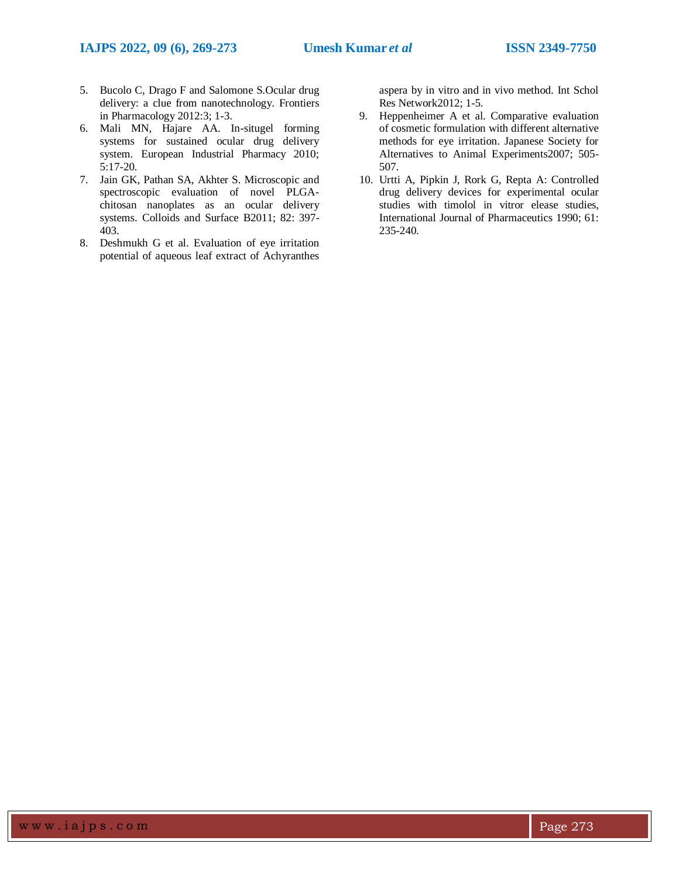5. Bucolo C, Drago F and Salomone S.Ocular drug delivery: a clue from nanotechnology. Frontiers in Pharmacology 2012:3; 1-3.
6. Mali MN, Hajare AA. In-situgel forming systems for sustained ocular drug delivery system. European Industrial Pharmacy 2010; 5:17-20.
7. Jain GK, Pathan SA, Akhter S. Microscopic and spectroscopic evaluation of novel PLGA-chitosan nanoplates as an ocular delivery systems. Colloids and Surface B2011; 82: 397-403.
8. Deshmukh G et al. Evaluation of eye irritation potential of aqueous leaf extract of Achyranthes aspera by in vitro and in vivo method. Int Schol Res Network2012; 1-5.
9. Heppenheimer A et al. Comparative evaluation of cosmetic formulation with different alternative methods for eye irritation. Japanese Society for Alternatives to Animal Experiments2007; 505-507.
10. Urtti A, Pipkin J, Rork G, Repta A: Controlled drug delivery devices for experimental ocular studies with timolol in vitror elease studies, International Journal of Pharmaceutics 1990; 61: 235-240.